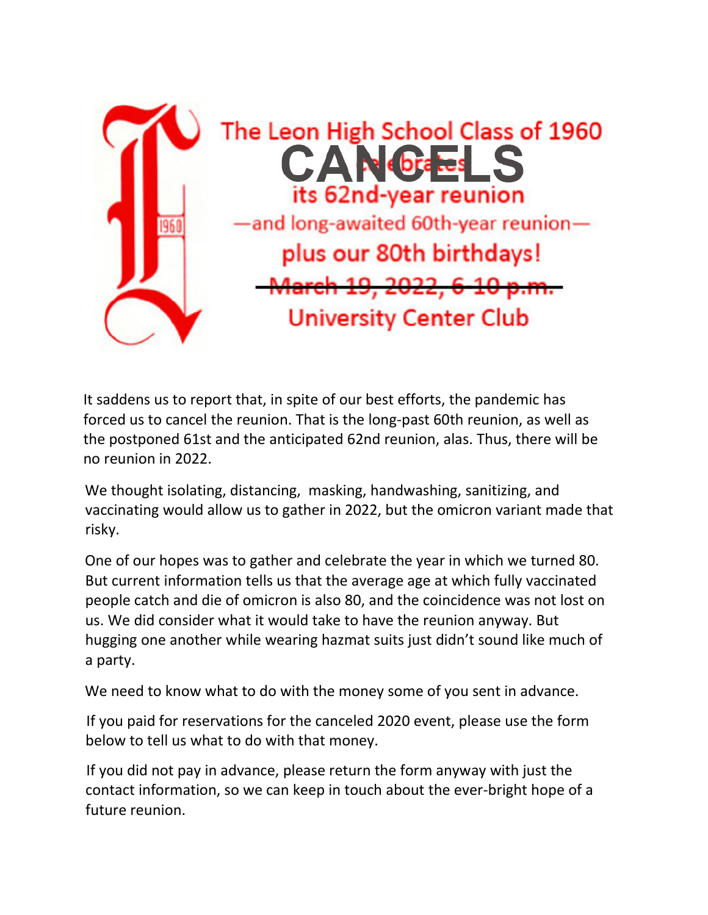# The Leon High School Class of 1960

## ~~celebrates~~ CANCELS

## its 62nd-year reunion

### —and long-awaited 60th-year reunion—

### plus our 80th birthdays!

~~March 19, 2022, 6-10 p.m.~~

University Center Club

It saddens us to report that, in spite of our best efforts, the pandemic has forced us to cancel the reunion. That is the long-past 60th reunion, as well as the postponed 61st and the anticipated 62nd reunion, alas. Thus, there will be no reunion in 2022.

We thought isolating, distancing, masking, handwashing, sanitizing, and vaccinating would allow us to gather in 2022, but the omicron variant made that risky.

One of our hopes was to gather and celebrate the year in which we turned 80. But current information tells us that the average age at which fully vaccinated people catch and die of omicron is also 80, and the coincidence was not lost on us. We did consider what it would take to have the reunion anyway. But hugging one another while wearing hazmat suits just didn't sound like much of a party.

We need to know what to do with the money some of you sent in advance.

If you paid for reservations for the canceled 2020 event, please use the form below to tell us what to do with that money.

If you did not pay in advance, please return the form anyway with just the contact information, so we can keep in touch about the ever-bright hope of a future reunion.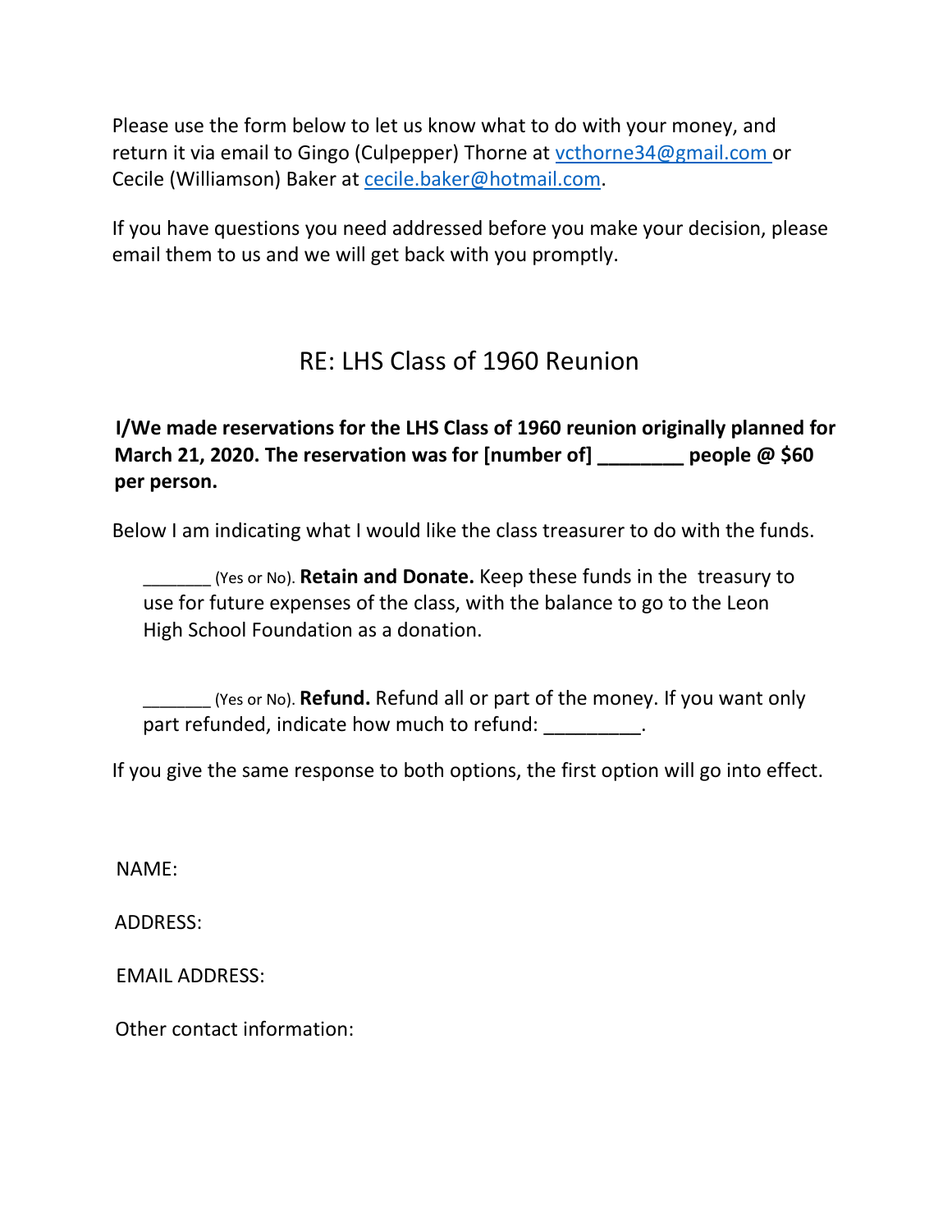Please use the form below to let us know what to do with your money, and return it via email to Gingo (Culpepper) Thorne at vcthorne34@gmail.com or Cecile (Williamson) Baker at cecile.baker@hotmail.com.

If you have questions you need addressed before you make your decision, please email them to us and we will get back with you promptly.

## RE: LHS Class of 1960 Reunion

**I/We made reservations for the LHS Class of 1960 reunion originally planned for March 21, 2020. The reservation was for [number of] ________ people @ $60 per person.**

Below I am indicating what I would like the class treasurer to do with the funds.

_______ (Yes or No). **Retain and Donate.** Keep these funds in the treasury to use for future expenses of the class, with the balance to go to the Leon High School Foundation as a donation.

_______ (Yes or No). **Refund.** Refund all or part of the money. If you want only part refunded, indicate how much to refund: _________.

If you give the same response to both options, the first option will go into effect.

NAME:

ADDRESS:

EMAIL ADDRESS:

Other contact information: